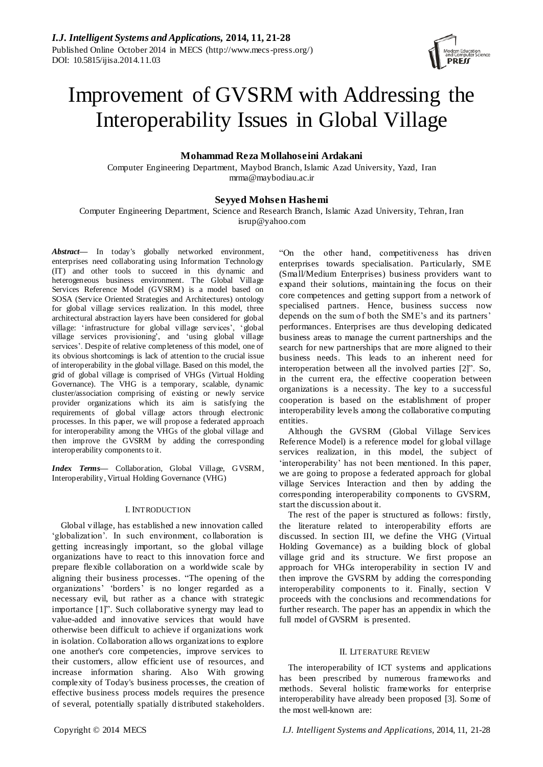# Improvement of GVSRM with Addressing the Interoperability Issues in Global Village

**Mohammad Reza Mollahoseini Ardakani**

Computer Engineering Department, Maybod Branch, Islamic Azad University, Yazd, Iran
mrma@maybodiau.ac.ir

**Seyyed Mohsen Hashemi**

Computer Engineering Department, Science and Research Branch, Islamic Azad University, Tehran, Iran
isrup@yahoo.com

***Abstract***— In today's globally networked environment, enterprises need collaborating using Information Technology (IT) and other tools to succeed in this dynamic and heterogeneous business environment. The Global Village Services Reference Model (GVSRM) is a model based on SOSA (Service Oriented Strategies and Architectures) ontology for global village services realization. In this model, three architectural abstraction layers have been considered for global village: 'infrastructure for global village services', 'global village services provisioning', and 'using global village services'. Despite of relative completeness of this model, one of its obvious shortcomings is lack of attention to the crucial issue of interoperability in the global village. Based on this model, the grid of global village is comprised of VHGs (Virtual Holding Governance). The VHG is a temporary, scalable, dynamic cluster/association comprising of existing or newly service provider organizations which its aim is satisfying the requirements of global village actors through electronic processes. In this paper, we will propose a federated approach for interoperability among the VHGs of the global village and then improve the GVSRM by adding the corresponding interoperability components to it.

***Index Terms***— Collaboration, Global Village, GVSRM, Interoperability, Virtual Holding Governance (VHG)

## I. Introduction

Global village, has established a new innovation called 'globalization'. In such environment, collaboration is getting increasingly important, so the global village organizations have to react to this innovation force and prepare flexible collaboration on a worldwide scale by aligning their business processes. "The opening of the organizations' 'borders' is no longer regarded as a necessary evil, but rather as a chance with strategic importance [1]". Such collaborative synergy may lead to value-added and innovative services that would have otherwise been difficult to achieve if organizations work in isolation. Collaboration allows organizations to explore one another's core competencies, improve services to their customers, allow efficient use of resources, and increase information sharing. Also With growing complexity of Today's business processes, the creation of effective business process models requires the presence of several, potentially spatially distributed stakeholders. "On the other hand, competitiveness has driven enterprises towards specialisation. Particularly, SME (Small/Medium Enterprises) business providers want to expand their solutions, maintaining the focus on their core competences and getting support from a network of specialised partners. Hence, business success now depends on the sum of both the SME's and its partners' performances. Enterprises are thus developing dedicated business areas to manage the current partnerships and the search for new partnerships that are more aligned to their business needs. This leads to an inherent need for interoperation between all the involved parties [2]". So, in the current era, the effective cooperation between organizations is a necessity. The key to a successful cooperation is based on the establishment of proper interoperability levels among the collaborative computing entities.

Although the GVSRM (Global Village Services Reference Model) is a reference model for global village services realization, in this model, the subject of 'interoperability' has not been mentioned. In this paper, we are going to propose a federated approach for global village Services Interaction and then by adding the corresponding interoperability components to GVSRM, start the discussion about it.

The rest of the paper is structured as follows: firstly, the literature related to interoperability efforts are discussed. In section III, we define the VHG (Virtual Holding Governance) as a building block of global village grid and its structure. We first propose an approach for VHGs interoperability in section IV and then improve the GVSRM by adding the corresponding interoperability components to it. Finally, section V proceeds with the conclusions and recommendations for further research. The paper has an appendix in which the full model of GVSRM is presented.

## II. Literature Review

The interoperability of ICT systems and applications has been prescribed by numerous frameworks and methods. Several holistic frameworks for enterprise interoperability have already been proposed [3]. Some of the most well-known are: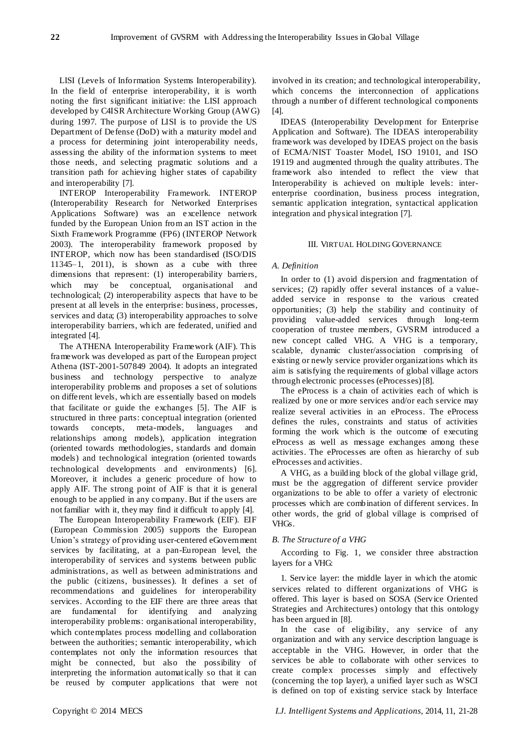LISI (Levels of Information Systems Interoperability). In the field of enterprise interoperability, it is worth noting the first significant initiative: the LISI approach developed by C4ISR Architecture Working Group (AWG) during 1997. The purpose of LISI is to provide the US Department of Defense (DoD) with a maturity model and a process for determining joint interoperability needs, assessing the ability of the information systems to meet those needs, and selecting pragmatic solutions and a transition path for achieving higher states of capability and interoperability [7].

INTEROP Interoperability Framework. INTEROP (Interoperability Research for Networked Enterprises Applications Software) was an excellence network funded by the European Union from an IST action in the Sixth Framework Programme (FP6) (INTEROP Network 2003). The interoperability framework proposed by INTEROP, which now has been standardised (ISO/DIS 11345–1, 2011), is shown as a cube with three dimensions that represent: (1) interoperability barriers, which may be conceptual, organisational and technological; (2) interoperability aspects that have to be present at all levels in the enterprise: business, processes, services and data; (3) interoperability approaches to solve interoperability barriers, which are federated, unified and integrated [4].

The ATHENA Interoperability Framework (AIF). This framework was developed as part of the European project Athena (IST-2001-507849 2004). It adopts an integrated business and technology perspective to analyze interoperability problems and proposes a set of solutions on different levels, which are essentially based on models that facilitate or guide the exchanges [5]. The AIF is structured in three parts: conceptual integration (oriented towards concepts, meta-models, languages and relationships among models), application integration (oriented towards methodologies, standards and domain models) and technological integration (oriented towards technological developments and environments) [6]. Moreover, it includes a generic procedure of how to apply AIF. The strong point of AIF is that it is general enough to be applied in any company. But if the users are not familiar with it, they may find it difficult to apply [4].

The European Interoperability Framework (EIF). EIF (European Commission 2005) supports the European Union's strategy of providing user-centered eGovernment services by facilitating, at a pan-European level, the interoperability of services and systems between public administrations, as well as between administrations and the public (citizens, businesses). It defines a set of recommendations and guidelines for interoperability services. According to the EIF there are three areas that are fundamental for identifying and analyzing interoperability problems: organisational interoperability, which contemplates process modelling and collaboration between the authorities; semantic interoperability, which contemplates not only the information resources that might be connected, but also the possibility of interpreting the information automatically so that it can be reused by computer applications that were not involved in its creation; and technological interoperability, which concerns the interconnection of applications through a number of different technological components [4].

IDEAS (Interoperability Development for Enterprise Application and Software). The IDEAS interoperability framework was developed by IDEAS project on the basis of ECMA/NIST Toaster Model, ISO 19101, and ISO 19119 and augmented through the quality attributes. The framework also intended to reflect the view that Interoperability is achieved on multiple levels: inter-enterprise coordination, business process integration, semantic application integration, syntactical application integration and physical integration [7].

## III. Virtual Holding Governance

### A. Definition

In order to (1) avoid dispersion and fragmentation of services; (2) rapidly offer several instances of a value-added service in response to the various created opportunities; (3) help the stability and continuity of providing value-added services through long-term cooperation of trustee members, GVSRM introduced a new concept called VHG. A VHG is a temporary, scalable, dynamic cluster/association comprising of existing or newly service provider organizations which its aim is satisfying the requirements of global village actors through electronic processes (eProcesses) [8].

The eProcess is a chain of activities each of which is realized by one or more services and/or each service may realize several activities in an eProcess. The eProcess defines the rules, constraints and status of activities forming the work which is the outcome of executing eProcess as well as message exchanges among these activities. The eProcesses are often as hierarchy of sub eProcesses and activities.

A VHG, as a building block of the global village grid, must be the aggregation of different service provider organizations to be able to offer a variety of electronic processes which are combination of different services. In other words, the grid of global village is comprised of VHGs.

### B. The Structure of a VHG

According to Fig. 1, we consider three abstraction layers for a VHG:

1. Service layer: the middle layer in which the atomic services related to different organizations of VHG is offered. This layer is based on SOSA (Service Oriented Strategies and Architectures) ontology that this ontology has been argued in [8].

In the case of eligibility, any service of any organization and with any service description language is acceptable in the VHG. However, in order that the services be able to collaborate with other services to create complex processes simply and effectively (concerning the top layer), a unified layer such as WSCI is defined on top of existing service stack by Interface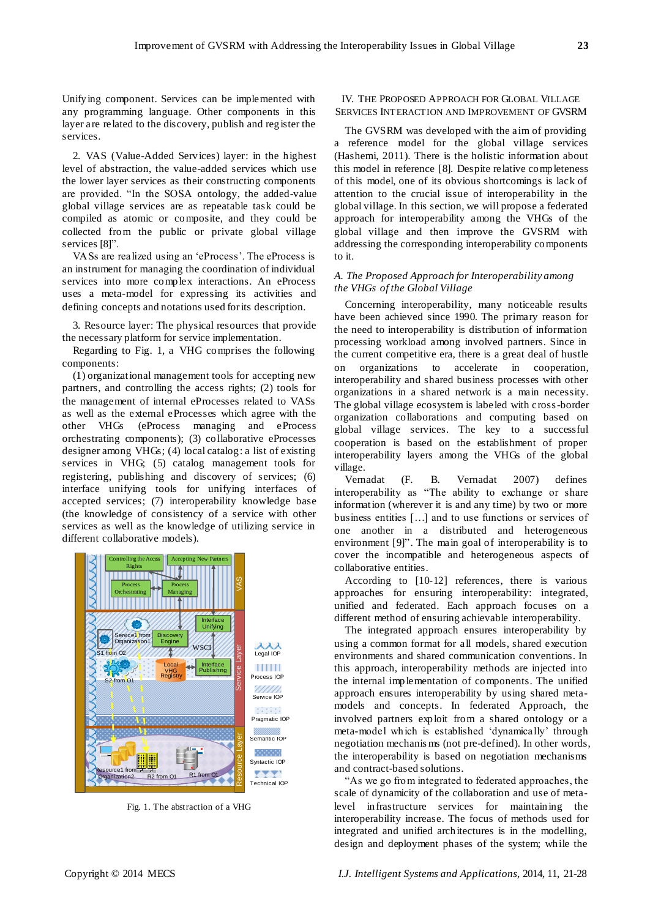Unifying component. Services can be implemented with any programming language. Other components in this layer are related to the discovery, publish and register the services.

2. VAS (Value-Added Services) layer: in the highest level of abstraction, the value-added services which use the lower layer services as their constructing components are provided. "In the SOSA ontology, the added-value global village services are as repeatable task could be compiled as atomic or composite, and they could be collected from the public or private global village services [8]".

VASs are realized using an 'eProcess'. The eProcess is an instrument for managing the coordination of individual services into more complex interactions. An eProcess uses a meta-model for expressing its activities and defining concepts and notations used for its description.

3. Resource layer: The physical resources that provide the necessary platform for service implementation.

Regarding to Fig. 1, a VHG comprises the following components:

(1) organizational management tools for accepting new partners, and controlling the access rights; (2) tools for the management of internal eProcesses related to VASs as well as the external eProcesses which agree with the other VHGs (eProcess managing and eProcess orchestrating components); (3) collaborative eProcesses designer among VHGs; (4) local catalog: a list of existing services in VHG; (5) catalog management tools for registering, publishing and discovery of services; (6) interface unifying tools for unifying interfaces of accepted services; (7) interoperability knowledge base (the knowledge of consistency of a service with other services as well as the knowledge of utilizing service in different collaborative models).

Fig. 1. The abstraction of a VHG

## IV. The Proposed Approach for Global Village Services Interaction and Improvement of GVSRM

The GVSRM was developed with the aim of providing a reference model for the global village services (Hashemi, 2011). There is the holistic information about this model in reference [8]. Despite relative completeness of this model, one of its obvious shortcomings is lack of attention to the crucial issue of interoperability in the global village. In this section, we will propose a federated approach for interoperability among the VHGs of the global village and then improve the GVSRM with addressing the corresponding interoperability components to it.

### *A. The Proposed Approach for Interoperability among the VHGs of the Global Village*

Concerning interoperability, many noticeable results have been achieved since 1990. The primary reason for the need to interoperability is distribution of information processing workload among involved partners. Since in the current competitive era, there is a great deal of hustle on organizations to accelerate in cooperation, interoperability and shared business processes with other organizations in a shared network is a main necessity. The global village ecosystem is labeled with cross-border organization collaborations and computing based on global village services. The key to a successful cooperation is based on the establishment of proper interoperability layers among the VHGs of the global village.

Vernadat (F. B. Vernadat 2007) defines interoperability as "The ability to exchange or share information (wherever it is and any time) by two or more business entities [...] and to use functions or services of one another in a distributed and heterogeneous environment [9]". The main goal of interoperability is to cover the incompatible and heterogeneous aspects of collaborative entities.

According to [10-12] references, there is various approaches for ensuring interoperability: integrated, unified and federated. Each approach focuses on a different method of ensuring achievable interoperability.

The integrated approach ensures interoperability by using a common format for all models, shared execution environments and shared communication conventions. In this approach, interoperability methods are injected into the internal implementation of components. The unified approach ensures interoperability by using shared meta-models and concepts. In federated Approach, the involved partners exploit from a shared ontology or a meta-model which is established 'dynamically' through negotiation mechanisms (not pre-defined). In other words, the interoperability is based on negotiation mechanisms and contract-based solutions.

"As we go from integrated to federated approaches, the scale of dynamicity of the collaboration and use of meta-level infrastructure services for maintaining the interoperability increase. The focus of methods used for integrated and unified architectures is in the modelling, design and deployment phases of the system; while the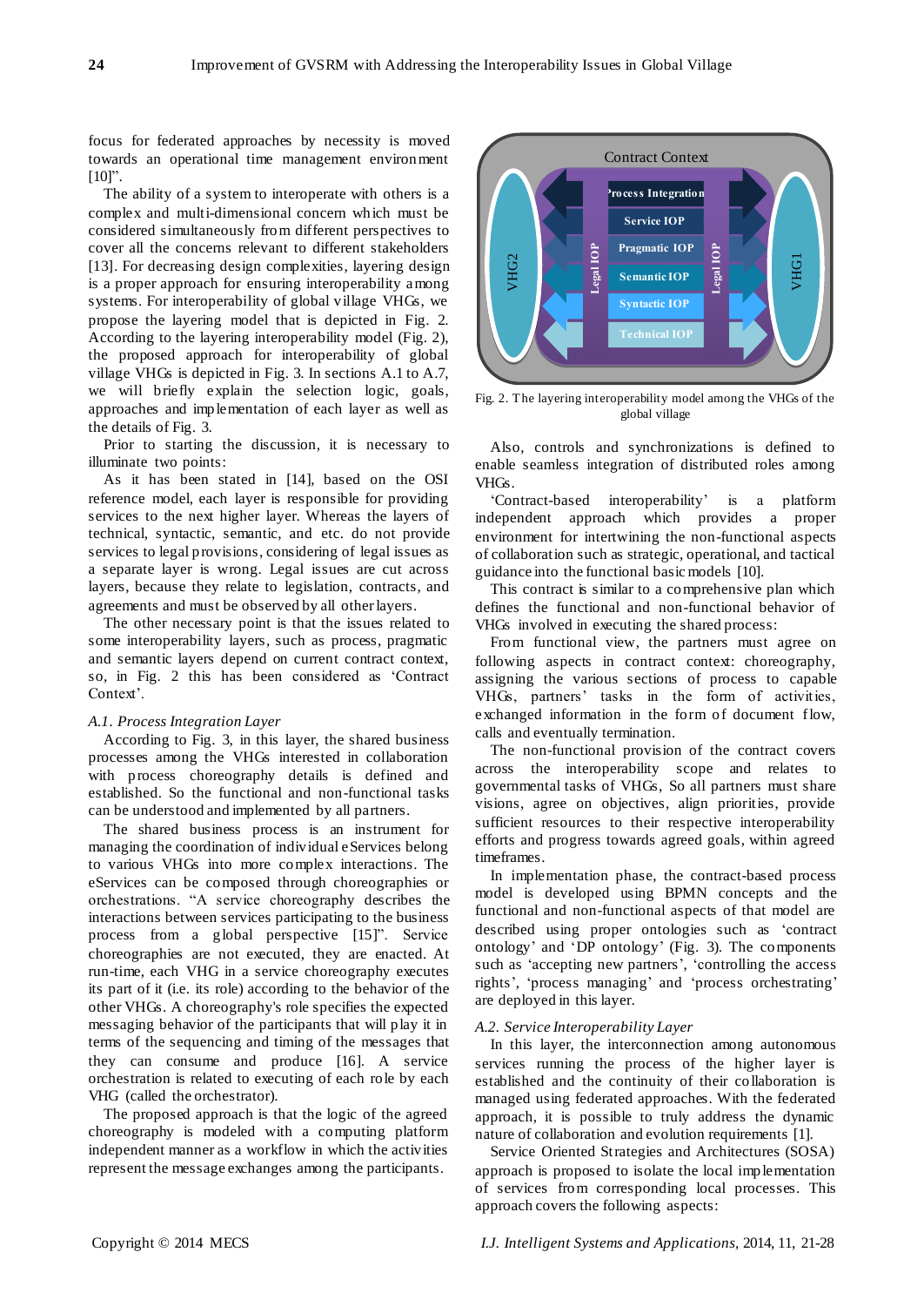focus for federated approaches by necessity is moved towards an operational time management environment [10]".

The ability of a system to interoperate with others is a complex and multi-dimensional concern which must be considered simultaneously from different perspectives to cover all the concerns relevant to different stakeholders [13]. For decreasing design complexities, layering design is a proper approach for ensuring interoperability among systems. For interoperability of global village VHGs, we propose the layering model that is depicted in Fig. 2. According to the layering interoperability model (Fig. 2), the proposed approach for interoperability of global village VHGs is depicted in Fig. 3. In sections A.1 to A.7, we will briefly explain the selection logic, goals, approaches and implementation of each layer as well as the details of Fig. 3.

Prior to starting the discussion, it is necessary to illuminate two points:

As it has been stated in [14], based on the OSI reference model, each layer is responsible for providing services to the next higher layer. Whereas the layers of technical, syntactic, semantic, and etc. do not provide services to legal provisions, considering of legal issues as a separate layer is wrong. Legal issues are cut across layers, because they relate to legislation, contracts, and agreements and must be observed by all other layers.

The other necessary point is that the issues related to some interoperability layers, such as process, pragmatic and semantic layers depend on current contract context, so, in Fig. 2 this has been considered as 'Contract Context'.

### A.1. Process Integration Layer

According to Fig. 3, in this layer, the shared business processes among the VHGs interested in collaboration with process choreography details is defined and established. So the functional and non-functional tasks can be understood and implemented by all partners.

The shared business process is an instrument for managing the coordination of individual eServices belong to various VHGs into more complex interactions. The eServices can be composed through choreographies or orchestrations. "A service choreography describes the interactions between services participating to the business process from a global perspective [15]". Service choreographies are not executed, they are enacted. At run-time, each VHG in a service choreography executes its part of it (i.e. its role) according to the behavior of the other VHGs. A choreography's role specifies the expected messaging behavior of the participants that will play it in terms of the sequencing and timing of the messages that they can consume and produce [16]. A service orchestration is related to executing of each role by each VHG (called the orchestrator).

The proposed approach is that the logic of the agreed choreography is modeled with a computing platform independent manner as a workflow in which the activities represent the message exchanges among the participants.

Contract Context

VHG2 | Legal IOP | Process Integration | Service IOP | Pragmatic IOP | Semantic IOP | Syntactic IOP | Technical IOP | Legal IOP | VHG1

Fig. 2. The layering interoperability model among the VHGs of the global village

Also, controls and synchronizations is defined to enable seamless integration of distributed roles among VHGs.

'Contract-based interoperability' is a platform independent approach which provides a proper environment for intertwining the non-functional aspects of collaboration such as strategic, operational, and tactical guidance into the functional basic models [10].

This contract is similar to a comprehensive plan which defines the functional and non-functional behavior of VHGs involved in executing the shared process:

From functional view, the partners must agree on following aspects in contract context: choreography, assigning the various sections of process to capable VHGs, partners' tasks in the form of activities, exchanged information in the form of document flow, calls and eventually termination.

The non-functional provision of the contract covers across the interoperability scope and relates to governmental tasks of VHGs, So all partners must share visions, agree on objectives, align priorities, provide sufficient resources to their respective interoperability efforts and progress towards agreed goals, within agreed timeframes.

In implementation phase, the contract-based process model is developed using BPMN concepts and the functional and non-functional aspects of that model are described using proper ontologies such as 'contract ontology' and 'DP ontology' (Fig. 3). The components such as 'accepting new partners', 'controlling the access rights', 'process managing' and 'process orchestrating' are deployed in this layer.

### A.2. Service Interoperability Layer

In this layer, the interconnection among autonomous services running the process of the higher layer is established and the continuity of their collaboration is managed using federated approaches. With the federated approach, it is possible to truly address the dynamic nature of collaboration and evolution requirements [1].

Service Oriented Strategies and Architectures (SOSA) approach is proposed to isolate the local implementation of services from corresponding local processes. This approach covers the following aspects: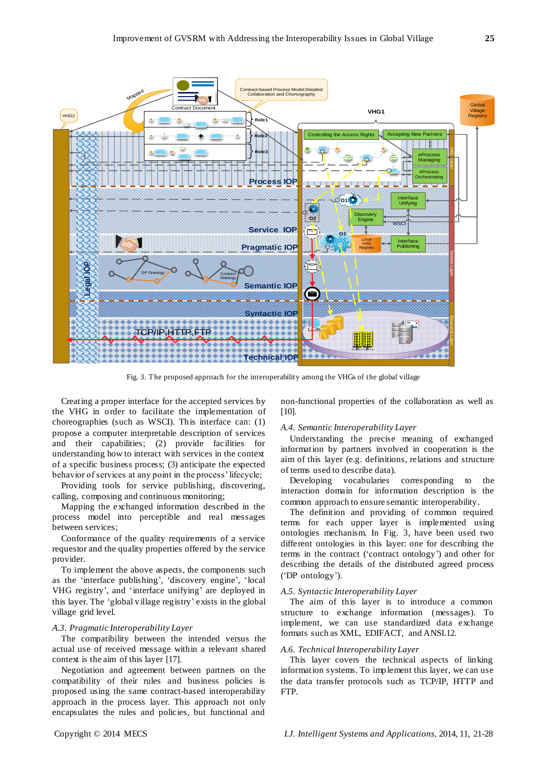Fig. 3. The proposed approach for the interoperability among the VHGs of the global village

Creating a proper interface for the accepted services by the VHG in order to facilitate the implementation of choreographies (such as WSCI). This interface can: (1) propose a computer interpretable description of services and their capabilities; (2) provide facilities for understanding how to interact with services in the context of a specific business process; (3) anticipate the expected behavior of services at any point in the process' lifecycle;

Providing tools for service publishing, discovering, calling, composing and continuous monitoring;

Mapping the exchanged information described in the process model into perceptible and real messages between services;

Conformance of the quality requirements of a service requestor and the quality properties offered by the service provider.

To implement the above aspects, the components such as the 'interface publishing', 'discovery engine', 'local VHG registry', and 'interface unifying' are deployed in this layer. The 'global village registry' exists in the global village grid level.

*A.3. Pragmatic Interoperability Layer*

The compatibility between the intended versus the actual use of received message within a relevant shared context is the aim of this layer [17].

Negotiation and agreement between partners on the compatibility of their rules and business policies is proposed using the same contract-based interoperability approach in the process layer. This approach not only encapsulates the rules and policies, but functional and non-functional properties of the collaboration as well as [10].

*A.4. Semantic Interoperability Layer*

Understanding the precise meaning of exchanged information by partners involved in cooperation is the aim of this layer (e.g. definitions, relations and structure of terms used to describe data).

Developing vocabularies corresponding to the interaction domain for information description is the common approach to ensure semantic interoperability.

The definition and providing of common required terms for each upper layer is implemented using ontologies mechanism. In Fig. 3, have been used two different ontologies in this layer: one for describing the terms in the contract ('contract ontology') and other for describing the details of the distributed agreed process ('DP ontology').

*A.5. Syntactic Interoperability Layer*

The aim of this layer is to introduce a common structure to exchange information (messages). To implement, we can use standardized data exchange formats such as XML, EDIFACT, and ANSI.12.

*A.6. Technical Interoperability Layer*

This layer covers the technical aspects of linking information systems. To implement this layer, we can use the data transfer protocols such as TCP/IP, HTTP and FTP.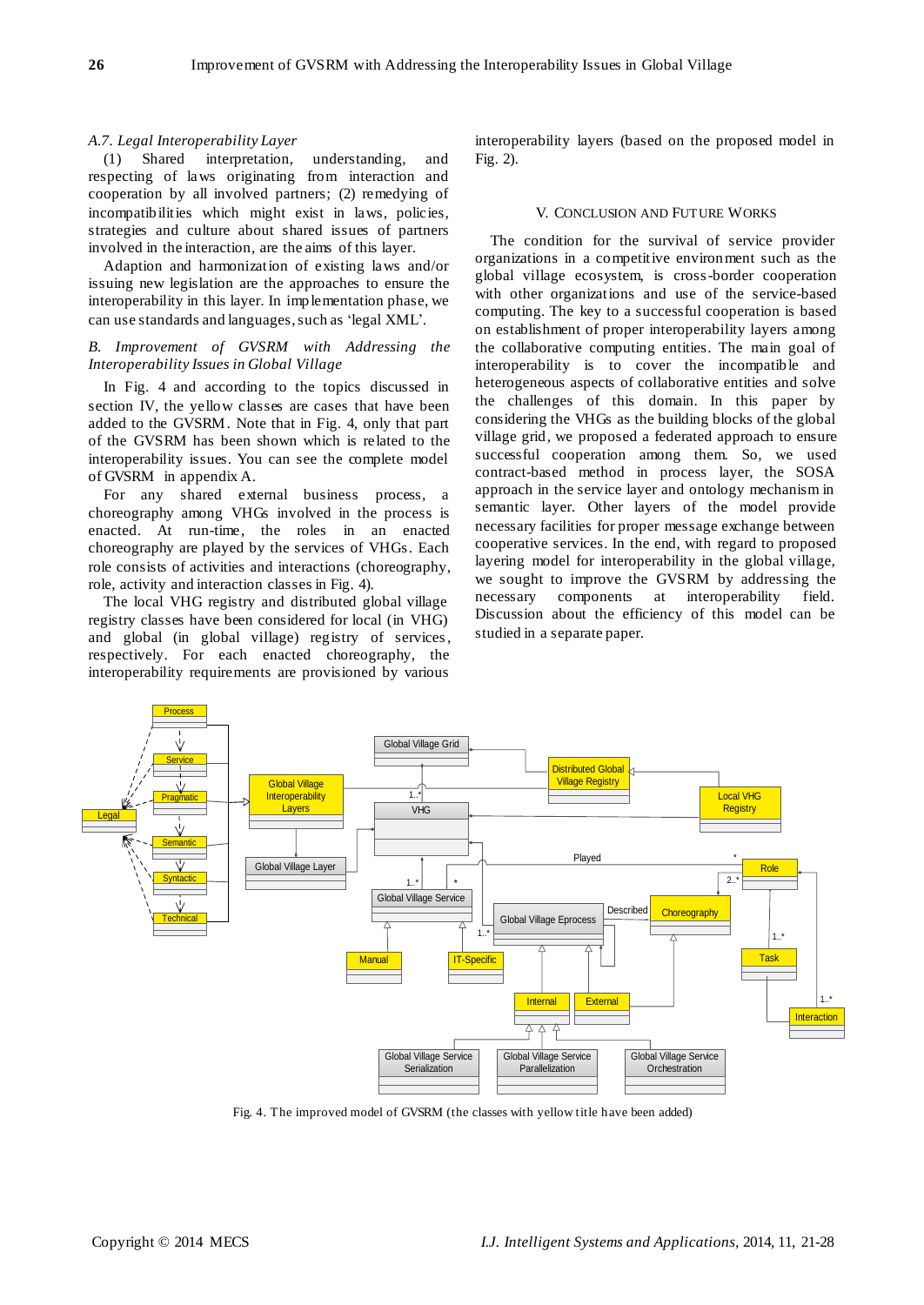### A.7. Legal Interoperability Layer

(1) Shared interpretation, understanding, and respecting of laws originating from interaction and cooperation by all involved partners; (2) remedying of incompatibilities which might exist in laws, policies, strategies and culture about shared issues of partners involved in the interaction, are the aims of this layer.

Adaption and harmonization of existing laws and/or issuing new legislation are the approaches to ensure the interoperability in this layer. In implementation phase, we can use standards and languages, such as 'legal XML'.

### B. Improvement of GVSRM with Addressing the Interoperability Issues in Global Village

In Fig. 4 and according to the topics discussed in section IV, the yellow classes are cases that have been added to the GVSRM. Note that in Fig. 4, only that part of the GVSRM has been shown which is related to the interoperability issues. You can see the complete model of GVSRM in appendix A.

For any shared external business process, a choreography among VHGs involved in the process is enacted. At run-time, the roles in an enacted choreography are played by the services of VHGs. Each role consists of activities and interactions (choreography, role, activity and interaction classes in Fig. 4).

The local VHG registry and distributed global village registry classes have been considered for local (in VHG) and global (in global village) registry of services, respectively. For each enacted choreography, the interoperability requirements are provisioned by various interoperability layers (based on the proposed model in Fig. 2).

## V. Conclusion and Future Works

The condition for the survival of service provider organizations in a competitive environment such as the global village ecosystem, is cross-border cooperation with other organizations and use of the service-based computing. The key to a successful cooperation is based on establishment of proper interoperability layers among the collaborative computing entities. The main goal of interoperability is to cover the incompatible and heterogeneous aspects of collaborative entities and solve the challenges of this domain. In this paper by considering the VHGs as the building blocks of the global village grid, we proposed a federated approach to ensure successful cooperation among them. So, we used contract-based method in process layer, the SOSA approach in the service layer and ontology mechanism in semantic layer. Other layers of the model provide necessary facilities for proper message exchange between cooperative services. In the end, with regard to proposed layering model for interoperability in the global village, we sought to improve the GVSRM by addressing the necessary components at interoperability field. Discussion about the efficiency of this model can be studied in a separate paper.

Fig. 4. The improved model of GVSRM (the classes with yellow title have been added)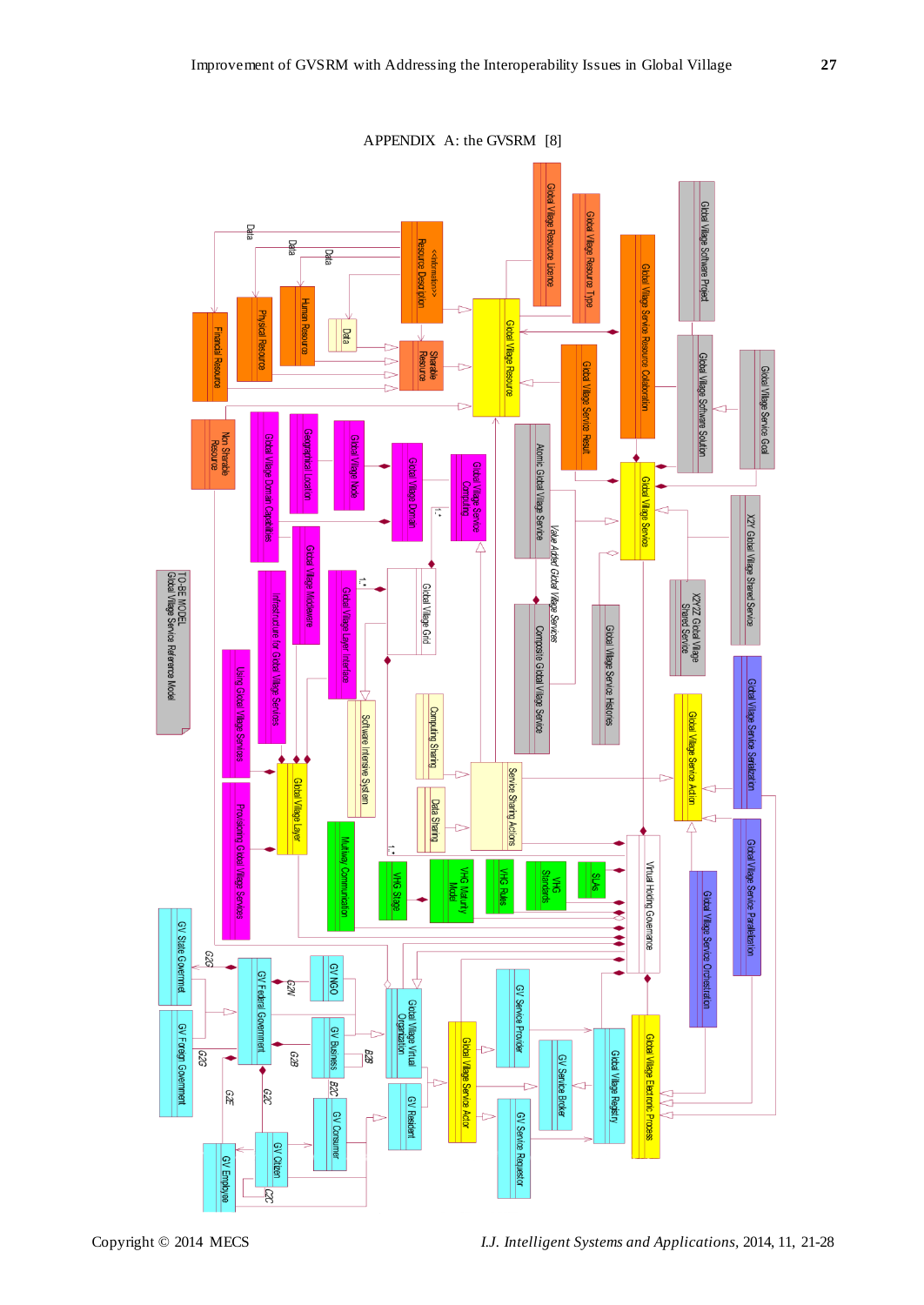# APPENDIX A: the GVSRM [8]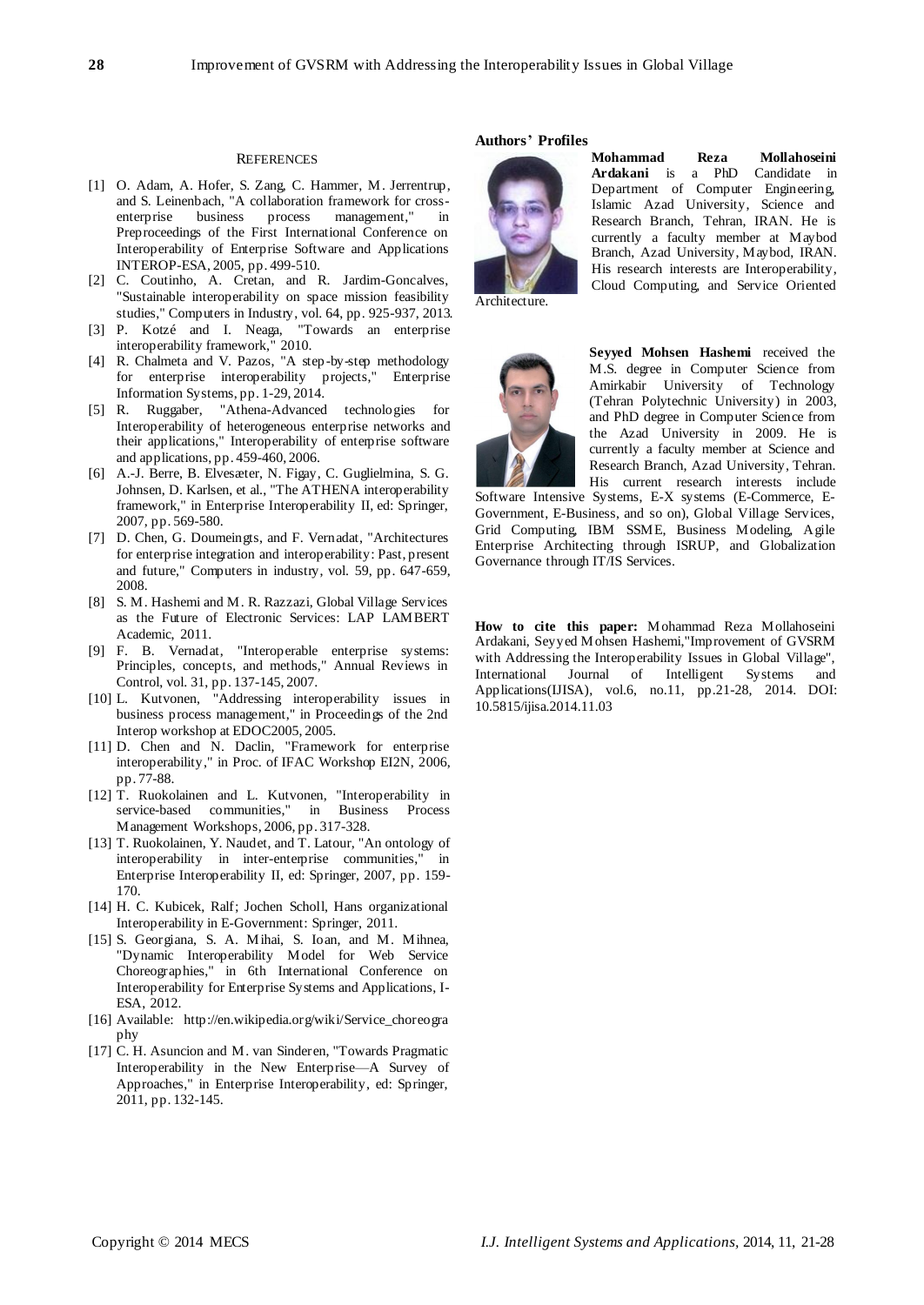## REFERENCES

- [1] O. Adam, A. Hofer, S. Zang, C. Hammer, M. Jerrentrup, and S. Leinenbach, "A collaboration framework for cross-enterprise business process management," in Preproceedings of the First International Conference on Interoperability of Enterprise Software and Applications INTEROP-ESA, 2005, pp. 499-510.
- [2] C. Coutinho, A. Cretan, and R. Jardim-Goncalves, "Sustainable interoperability on space mission feasibility studies," Computers in Industry, vol. 64, pp. 925-937, 2013.
- [3] P. Kotzé and I. Neaga, "Towards an enterprise interoperability framework," 2010.
- [4] R. Chalmeta and V. Pazos, "A step-by-step methodology for enterprise interoperability projects," Enterprise Information Systems, pp. 1-29, 2014.
- [5] R. Ruggaber, "Athena-Advanced technologies for Interoperability of heterogeneous enterprise networks and their applications," Interoperability of enterprise software and applications, pp. 459-460, 2006.
- [6] A.-J. Berre, B. Elvesæter, N. Figay, C. Guglielmina, S. G. Johnsen, D. Karlsen, et al., "The ATHENA interoperability framework," in Enterprise Interoperability II, ed: Springer, 2007, pp. 569-580.
- [7] D. Chen, G. Doumeingts, and F. Vernadat, "Architectures for enterprise integration and interoperability: Past, present and future," Computers in industry, vol. 59, pp. 647-659, 2008.
- [8] S. M. Hashemi and M. R. Razzazi, Global Village Services as the Future of Electronic Services: LAP LAMBERT Academic, 2011.
- [9] F. B. Vernadat, "Interoperable enterprise systems: Principles, concepts, and methods," Annual Reviews in Control, vol. 31, pp. 137-145, 2007.
- [10] L. Kutvonen, "Addressing interoperability issues in business process management," in Proceedings of the 2nd Interop workshop at EDOC2005, 2005.
- [11] D. Chen and N. Daclin, "Framework for enterprise interoperability," in Proc. of IFAC Workshop EI2N, 2006, pp. 77-88.
- [12] T. Ruokolainen and L. Kutvonen, "Interoperability in service-based communities," in Business Process Management Workshops, 2006, pp. 317-328.
- [13] T. Ruokolainen, Y. Naudet, and T. Latour, "An ontology of interoperability in inter-enterprise communities," in Enterprise Interoperability II, ed: Springer, 2007, pp. 159-170.
- [14] H. C. Kubicek, Ralf; Jochen Scholl, Hans organizational Interoperability in E-Government: Springer, 2011.
- [15] S. Georgiana, S. A. Mihai, S. Ioan, and M. Mihnea, "Dynamic Interoperability Model for Web Service Choreographies," in 6th International Conference on Interoperability for Enterprise Systems and Applications, I-ESA, 2012.
- [16] Available: http://en.wikipedia.org/wiki/Service_choreography
- [17] C. H. Asuncion and M. van Sinderen, "Towards Pragmatic Interoperability in the New Enterprise—A Survey of Approaches," in Enterprise Interoperability, ed: Springer, 2011, pp. 132-145.

## Authors' Profiles

**Mohammad Reza Mollahoseini Ardakani** is a PhD Candidate in Department of Computer Engineering, Islamic Azad University, Science and Research Branch, Tehran, IRAN. He is currently a faculty member at Maybod Branch, Azad University, Maybod, IRAN. His research interests are Interoperability, Cloud Computing, and Service Oriented Architecture.

**Seyyed Mohsen Hashemi** received the M.S. degree in Computer Science from Amirkabir University of Technology (Tehran Polytechnic University) in 2003, and PhD degree in Computer Science from the Azad University in 2009. He is currently a faculty member at Science and Research Branch, Azad University, Tehran. His current research interests include Software Intensive Systems, E-X systems (E-Commerce, E-Government, E-Business, and so on), Global Village Services, Grid Computing, IBM SSME, Business Modeling, Agile Enterprise Architecting through ISRUP, and Globalization Governance through IT/IS Services.

**How to cite this paper:** Mohammad Reza Mollahoseini Ardakani, Seyyed Mohsen Hashemi,"Improvement of GVSRM with Addressing the Interoperability Issues in Global Village", International Journal of Intelligent Systems and Applications(IJISA), vol.6, no.11, pp.21-28, 2014. DOI: 10.5815/ijisa.2014.11.03